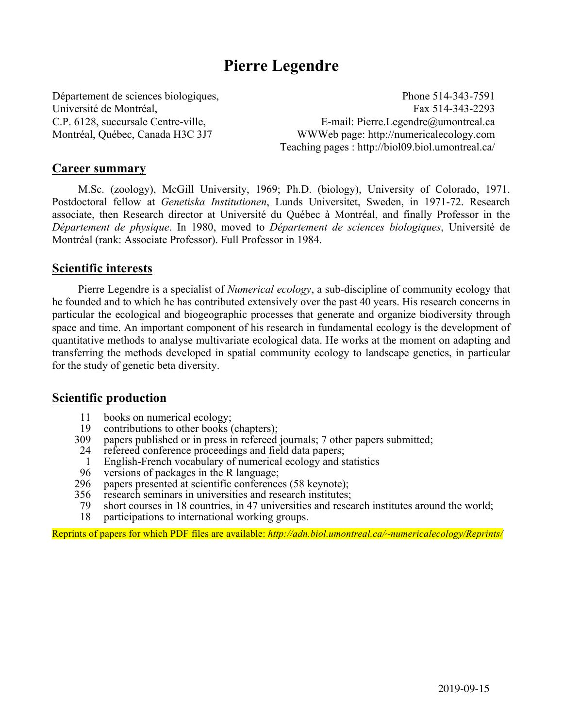# Pierre Legendre

Département de sciences biologiques,
Université de Montréal,
C.P. 6128, succursale Centre-ville,
Montréal, Québec, Canada H3C 3J7

Phone 514-343-7591
Fax 514-343-2293
E-mail: Pierre.Legendre@umontreal.ca
WWWeb page: http://numericalecology.com
Teaching pages : http://biol09.biol.umontreal.ca/

## Career summary

M.Sc. (zoology), McGill University, 1969; Ph.D. (biology), University of Colorado, 1971. Postdoctoral fellow at *Genetiska Institutionen*, Lunds Universitet, Sweden, in 1971-72. Research associate, then Research director at Université du Québec à Montréal, and finally Professor in the *Département de physique*. In 1980, moved to *Département de sciences biologiques*, Université de Montréal (rank: Associate Professor). Full Professor in 1984.

## Scientific interests

Pierre Legendre is a specialist of *Numerical ecology*, a sub-discipline of community ecology that he founded and to which he has contributed extensively over the past 40 years. His research concerns in particular the ecological and biogeographic processes that generate and organize biodiversity through space and time. An important component of his research in fundamental ecology is the development of quantitative methods to analyse multivariate ecological data. He works at the moment on adapting and transferring the methods developed in spatial community ecology to landscape genetics, in particular for the study of genetic beta diversity.

## Scientific production

- 11 books on numerical ecology;
- 19 contributions to other books (chapters);
- 309 papers published or in press in refereed journals; 7 other papers submitted;
- 24 refereed conference proceedings and field data papers;
- 1 English-French vocabulary of numerical ecology and statistics
- 96 versions of packages in the R language;
- 296 papers presented at scientific conferences (58 keynote);
- 356 research seminars in universities and research institutes;
- 79 short courses in 18 countries, in 47 universities and research institutes around the world;
- 18 participations to international working groups.

Reprints of papers for which PDF files are available: *http://adn.biol.umontreal.ca/~numericalecology/Reprints/*

2019-09-15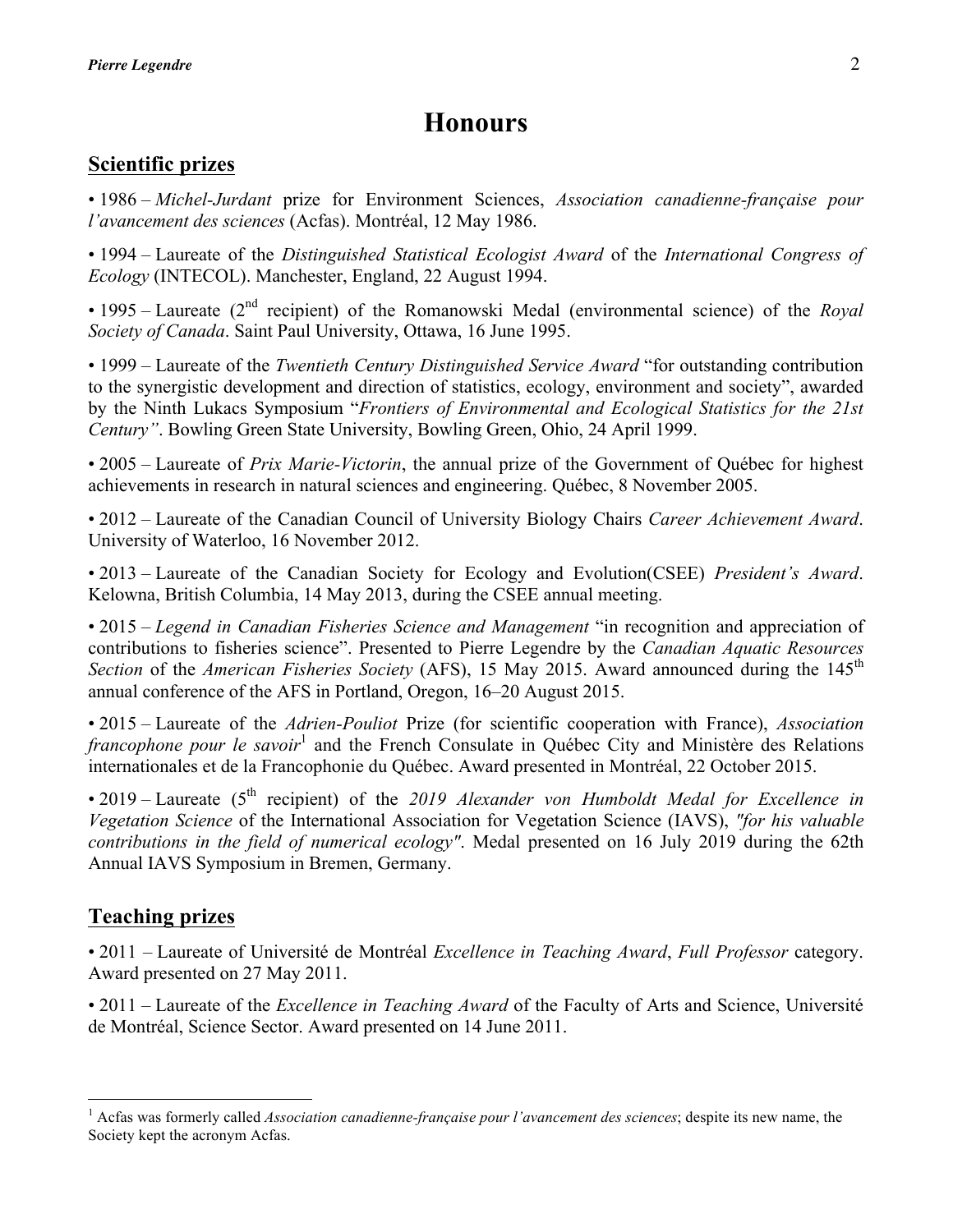# Honours

## Scientific prizes

• 1986 – *Michel-Jurdant* prize for Environment Sciences, *Association canadienne-française pour l'avancement des sciences* (Acfas). Montréal, 12 May 1986.

• 1994 – Laureate of the *Distinguished Statistical Ecologist Award* of the *International Congress of Ecology* (INTECOL). Manchester, England, 22 August 1994.

• 1995 – Laureate (2nd recipient) of the Romanowski Medal (environmental science) of the *Royal Society of Canada*. Saint Paul University, Ottawa, 16 June 1995.

• 1999 – Laureate of the *Twentieth Century Distinguished Service Award* "for outstanding contribution to the synergistic development and direction of statistics, ecology, environment and society", awarded by the Ninth Lukacs Symposium "*Frontiers of Environmental and Ecological Statistics for the 21st Century"*. Bowling Green State University, Bowling Green, Ohio, 24 April 1999.

• 2005 – Laureate of *Prix Marie-Victorin*, the annual prize of the Government of Québec for highest achievements in research in natural sciences and engineering. Québec, 8 November 2005.

• 2012 – Laureate of the Canadian Council of University Biology Chairs *Career Achievement Award*. University of Waterloo, 16 November 2012.

• 2013 – Laureate of the Canadian Society for Ecology and Evolution(CSEE) *President's Award*. Kelowna, British Columbia, 14 May 2013, during the CSEE annual meeting.

• 2015 – *Legend in Canadian Fisheries Science and Management* "in recognition and appreciation of contributions to fisheries science". Presented to Pierre Legendre by the *Canadian Aquatic Resources Section* of the *American Fisheries Society* (AFS), 15 May 2015. Award announced during the 145th annual conference of the AFS in Portland, Oregon, 16–20 August 2015.

• 2015 – Laureate of the *Adrien-Pouliot* Prize (for scientific cooperation with France), *Association francophone pour le savoir*[1] and the French Consulate in Québec City and Ministère des Relations internationales et de la Francophonie du Québec. Award presented in Montréal, 22 October 2015.

• 2019 – Laureate (5th recipient) of the *2019 Alexander von Humboldt Medal for Excellence in Vegetation Science* of the International Association for Vegetation Science (IAVS), *"for his valuable contributions in the field of numerical ecology"*. Medal presented on 16 July 2019 during the 62th Annual IAVS Symposium in Bremen, Germany.

## Teaching prizes

• 2011 – Laureate of Université de Montréal *Excellence in Teaching Award*, *Full Professor* category. Award presented on 27 May 2011.

• 2011 – Laureate of the *Excellence in Teaching Award* of the Faculty of Arts and Science, Université de Montréal, Science Sector. Award presented on 14 June 2011.

---

[1] Acfas was formerly called *Association canadienne-française pour l'avancement des sciences*; despite its new name, the Society kept the acronym Acfas.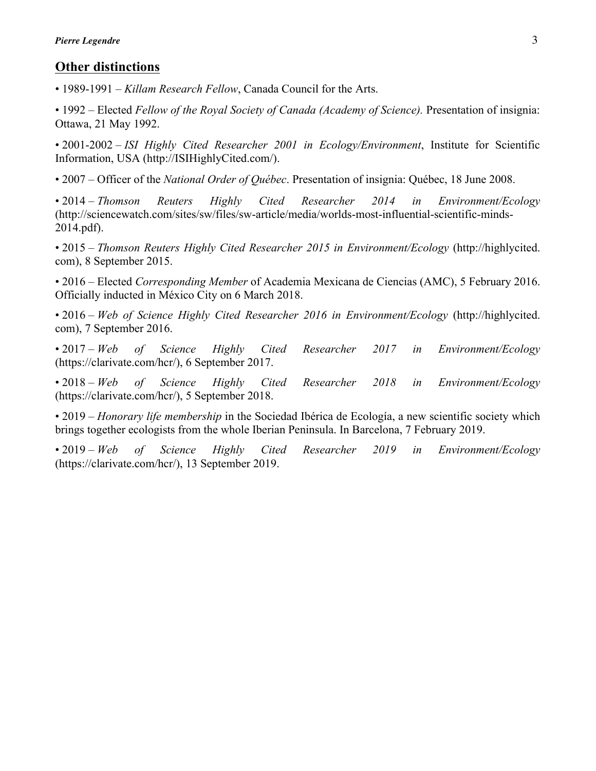## Other distinctions

• 1989-1991 – *Killam Research Fellow*, Canada Council for the Arts.

• 1992 – Elected *Fellow of the Royal Society of Canada (Academy of Science).* Presentation of insignia: Ottawa, 21 May 1992.

• 2001-2002 – *ISI Highly Cited Researcher 2001 in Ecology/Environment*, Institute for Scientific Information, USA (http://ISIHighlyCited.com/).

• 2007 – Officer of the *National Order of Québec*. Presentation of insignia: Québec, 18 June 2008.

• 2014 – *Thomson Reuters Highly Cited Researcher 2014 in Environment/Ecology* (http://sciencewatch.com/sites/sw/files/sw-article/media/worlds-most-influential-scientific-minds-2014.pdf).

• 2015 – *Thomson Reuters Highly Cited Researcher 2015 in Environment/Ecology* (http://highlycited.com), 8 September 2015.

• 2016 – Elected *Corresponding Member* of Academia Mexicana de Ciencias (AMC), 5 February 2016. Officially inducted in México City on 6 March 2018.

• 2016 – *Web of Science Highly Cited Researcher 2016 in Environment/Ecology* (http://highlycited.com), 7 September 2016.

• 2017 – *Web of Science Highly Cited Researcher 2017 in Environment/Ecology* (https://clarivate.com/hcr/), 6 September 2017.

• 2018 – *Web of Science Highly Cited Researcher 2018 in Environment/Ecology* (https://clarivate.com/hcr/), 5 September 2018.

• 2019 – *Honorary life membership* in the Sociedad Ibérica de Ecología, a new scientific society which brings together ecologists from the whole Iberian Peninsula. In Barcelona, 7 February 2019.

• 2019 – *Web of Science Highly Cited Researcher 2019 in Environment/Ecology* (https://clarivate.com/hcr/), 13 September 2019.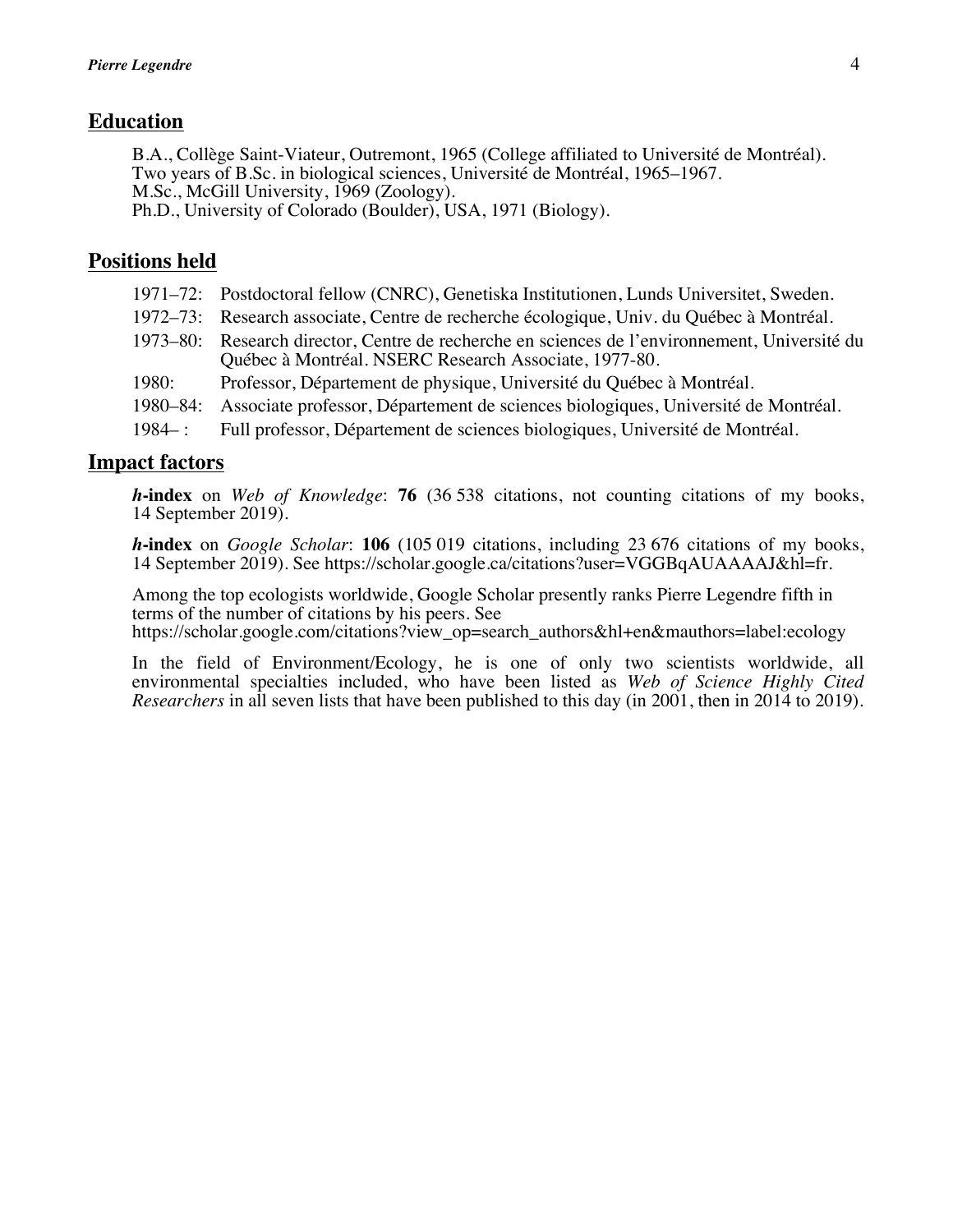## Education

B.A., Collège Saint-Viateur, Outremont, 1965 (College affiliated to Université de Montréal).
Two years of B.Sc. in biological sciences, Université de Montréal, 1965–1967.
M.Sc., McGill University, 1969 (Zoology).
Ph.D., University of Colorado (Boulder), USA, 1971 (Biology).

## Positions held

1971–72: Postdoctoral fellow (CNRC), Genetiska Institutionen, Lunds Universitet, Sweden.
1972–73: Research associate, Centre de recherche écologique, Univ. du Québec à Montréal.
1973–80: Research director, Centre de recherche en sciences de l'environnement, Université du Québec à Montréal. NSERC Research Associate, 1977-80.
1980: Professor, Département de physique, Université du Québec à Montréal.
1980–84: Associate professor, Département de sciences biologiques, Université de Montréal.
1984– : Full professor, Département de sciences biologiques, Université de Montréal.

## Impact factors

***h*-index** on *Web of Knowledge*: **76** (36 538 citations, not counting citations of my books, 14 September 2019).

***h*-index** on *Google Scholar*: **106** (105 019 citations, including 23 676 citations of my books, 14 September 2019). See https://scholar.google.ca/citations?user=VGGBqAUAAAAJ&hl=fr.

Among the top ecologists worldwide, Google Scholar presently ranks Pierre Legendre fifth in terms of the number of citations by his peers. See
https://scholar.google.com/citations?view_op=search_authors&hl+en&mauthors=label:ecology

In the field of Environment/Ecology, he is one of only two scientists worldwide, all environmental specialties included, who have been listed as *Web of Science Highly Cited Researchers* in all seven lists that have been published to this day (in 2001, then in 2014 to 2019).